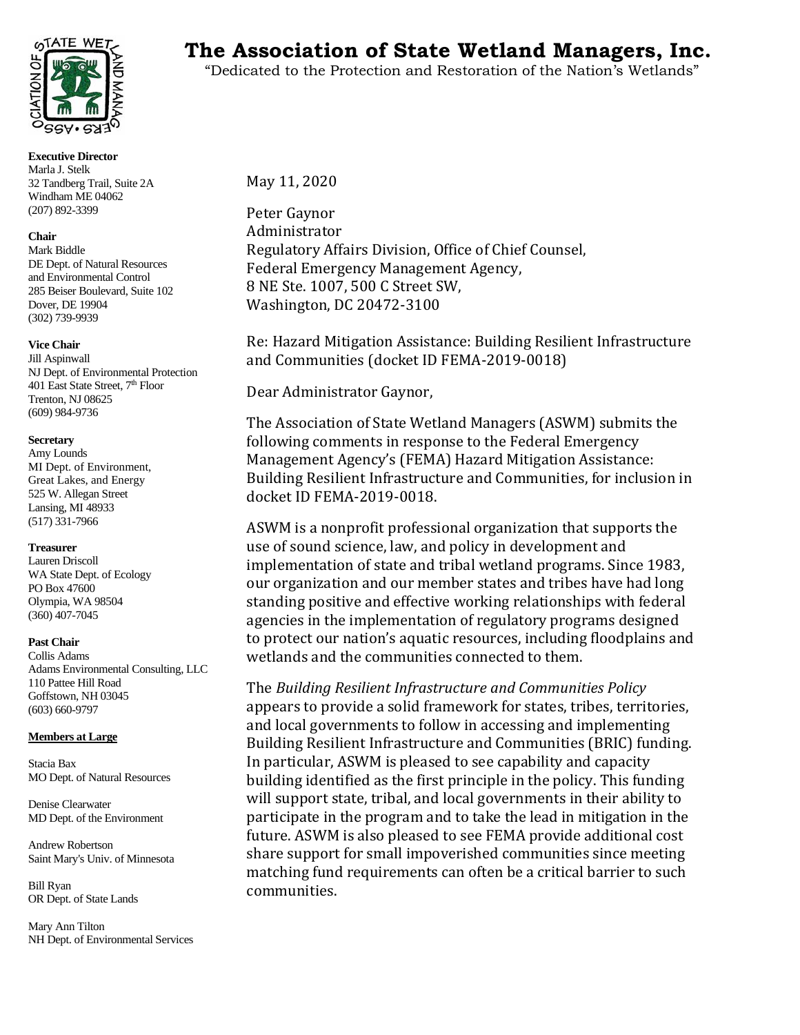# The Association of State Wetland Managers, Inc.

"Dedicated to the Protection and Restoration of the Nation's Wetlands"

**Executive Director**
Marla J. Stelk
32 Tandberg Trail, Suite 2A
Windham ME 04062
(207) 892-3399

**Chair**
Mark Biddle
DE Dept. of Natural Resources and Environmental Control
285 Beiser Boulevard, Suite 102
Dover, DE 19904
(302) 739-9939

**Vice Chair**
Jill Aspinwall
NJ Dept. of Environmental Protection
401 East State Street, 7th Floor
Trenton, NJ 08625
(609) 984-9736

**Secretary**
Amy Lounds
MI Dept. of Environment, Great Lakes, and Energy
525 W. Allegan Street
Lansing, MI 48933
(517) 331-7966

**Treasurer**
Lauren Driscoll
WA State Dept. of Ecology
PO Box 47600
Olympia, WA 98504
(360) 407-7045

**Past Chair**
Collis Adams
Adams Environmental Consulting, LLC
110 Pattee Hill Road
Goffstown, NH 03045
(603) 660-9797

**Members at Large**

Stacia Bax
MO Dept. of Natural Resources

Denise Clearwater
MD Dept. of the Environment

Andrew Robertson
Saint Mary's Univ. of Minnesota

Bill Ryan
OR Dept. of State Lands

Mary Ann Tilton
NH Dept. of Environmental Services

May 11, 2020

Peter Gaynor
Administrator
Regulatory Affairs Division, Office of Chief Counsel,
Federal Emergency Management Agency,
8 NE Ste. 1007, 500 C Street SW,
Washington, DC 20472-3100

Re: Hazard Mitigation Assistance: Building Resilient Infrastructure and Communities (docket ID FEMA-2019-0018)

Dear Administrator Gaynor,

The Association of State Wetland Managers (ASWM) submits the following comments in response to the Federal Emergency Management Agency's (FEMA) Hazard Mitigation Assistance: Building Resilient Infrastructure and Communities, for inclusion in docket ID FEMA-2019-0018.

ASWM is a nonprofit professional organization that supports the use of sound science, law, and policy in development and implementation of state and tribal wetland programs. Since 1983, our organization and our member states and tribes have had long standing positive and effective working relationships with federal agencies in the implementation of regulatory programs designed to protect our nation's aquatic resources, including floodplains and wetlands and the communities connected to them.

The *Building Resilient Infrastructure and Communities Policy* appears to provide a solid framework for states, tribes, territories, and local governments to follow in accessing and implementing Building Resilient Infrastructure and Communities (BRIC) funding. In particular, ASWM is pleased to see capability and capacity building identified as the first principle in the policy. This funding will support state, tribal, and local governments in their ability to participate in the program and to take the lead in mitigation in the future. ASWM is also pleased to see FEMA provide additional cost share support for small impoverished communities since meeting matching fund requirements can often be a critical barrier to such communities.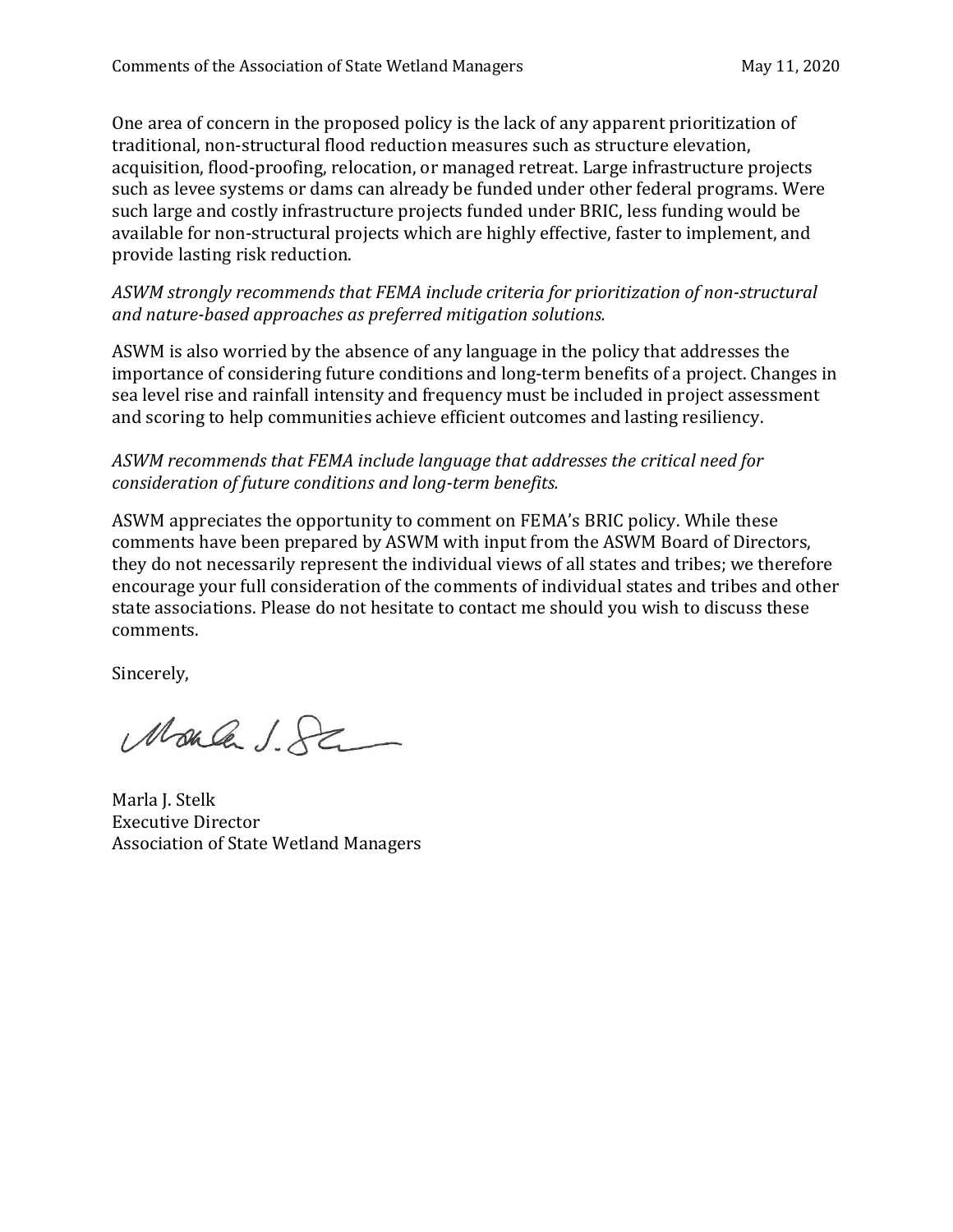One area of concern in the proposed policy is the lack of any apparent prioritization of traditional, non-structural flood reduction measures such as structure elevation, acquisition, flood-proofing, relocation, or managed retreat. Large infrastructure projects such as levee systems or dams can already be funded under other federal programs. Were such large and costly infrastructure projects funded under BRIC, less funding would be available for non-structural projects which are highly effective, faster to implement, and provide lasting risk reduction.

*ASWM strongly recommends that FEMA include criteria for prioritization of non-structural and nature-based approaches as preferred mitigation solutions.*

ASWM is also worried by the absence of any language in the policy that addresses the importance of considering future conditions and long-term benefits of a project. Changes in sea level rise and rainfall intensity and frequency must be included in project assessment and scoring to help communities achieve efficient outcomes and lasting resiliency.

*ASWM recommends that FEMA include language that addresses the critical need for consideration of future conditions and long-term benefits.*

ASWM appreciates the opportunity to comment on FEMA's BRIC policy. While these comments have been prepared by ASWM with input from the ASWM Board of Directors, they do not necessarily represent the individual views of all states and tribes; we therefore encourage your full consideration of the comments of individual states and tribes and other state associations. Please do not hesitate to contact me should you wish to discuss these comments.

Sincerely,

Marla J. Stelk
Executive Director
Association of State Wetland Managers